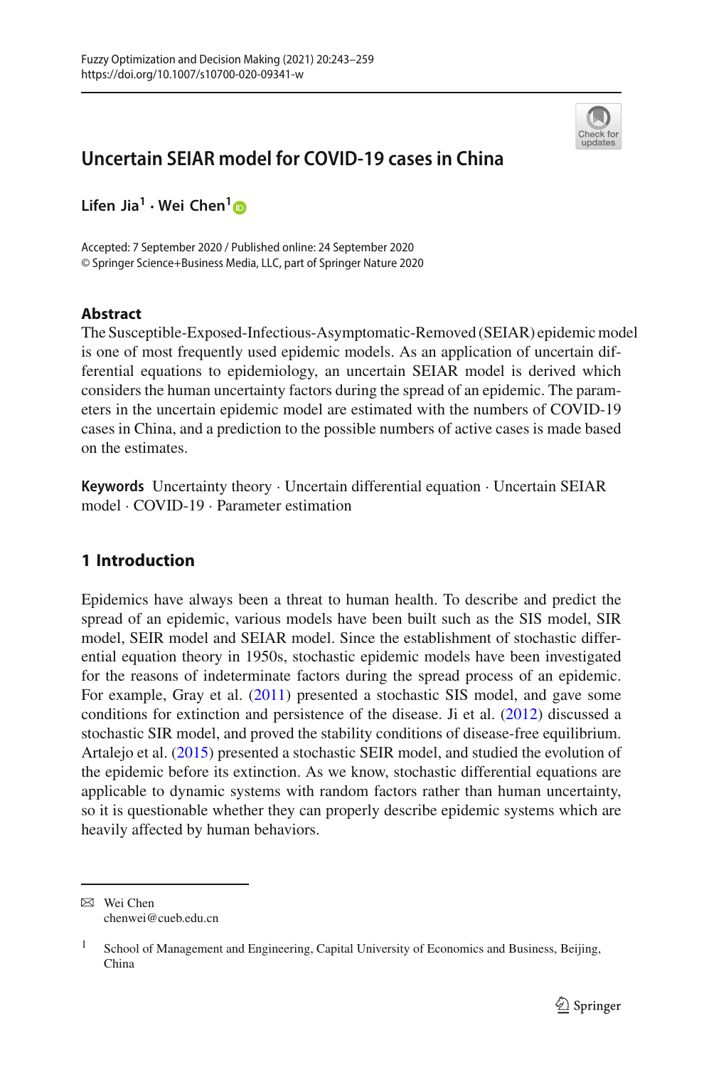# Uncertain SEIAR model for COVID-19 cases in China

**Lifen Jia[1] · Wei Chen[1]**

Accepted: 7 September 2020 / Published online: 24 September 2020
© Springer Science+Business Media, LLC, part of Springer Nature 2020

## Abstract

The Susceptible-Exposed-Infectious-Asymptomatic-Removed (SEIAR) epidemic model is one of most frequently used epidemic models. As an application of uncertain differential equations to epidemiology, an uncertain SEIAR model is derived which considers the human uncertainty factors during the spread of an epidemic. The parameters in the uncertain epidemic model are estimated with the numbers of COVID-19 cases in China, and a prediction to the possible numbers of active cases is made based on the estimates.

**Keywords** Uncertainty theory · Uncertain differential equation · Uncertain SEIAR model · COVID-19 · Parameter estimation

## 1 Introduction

Epidemics have always been a threat to human health. To describe and predict the spread of an epidemic, various models have been built such as the SIS model, SIR model, SEIR model and SEIAR model. Since the establishment of stochastic differential equation theory in 1950s, stochastic epidemic models have been investigated for the reasons of indeterminate factors during the spread process of an epidemic. For example, Gray et al. (2011) presented a stochastic SIS model, and gave some conditions for extinction and persistence of the disease. Ji et al. (2012) discussed a stochastic SIR model, and proved the stability conditions of disease-free equilibrium. Artalejo et al. (2015) presented a stochastic SEIR model, and studied the evolution of the epidemic before its extinction. As we know, stochastic differential equations are applicable to dynamic systems with random factors rather than human uncertainty, so it is questionable whether they can properly describe epidemic systems which are heavily affected by human behaviors.

---

✉ Wei Chen
chenwei@cueb.edu.cn

[1] School of Management and Engineering, Capital University of Economics and Business, Beijing, China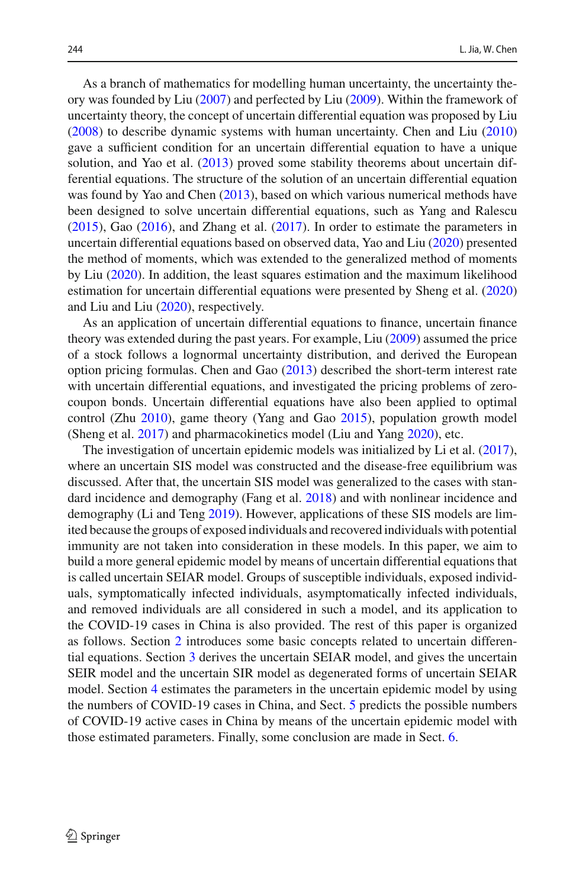As a branch of mathematics for modelling human uncertainty, the uncertainty theory was founded by Liu (2007) and perfected by Liu (2009). Within the framework of uncertainty theory, the concept of uncertain differential equation was proposed by Liu (2008) to describe dynamic systems with human uncertainty. Chen and Liu (2010) gave a sufficient condition for an uncertain differential equation to have a unique solution, and Yao et al. (2013) proved some stability theorems about uncertain differential equations. The structure of the solution of an uncertain differential equation was found by Yao and Chen (2013), based on which various numerical methods have been designed to solve uncertain differential equations, such as Yang and Ralescu (2015), Gao (2016), and Zhang et al. (2017). In order to estimate the parameters in uncertain differential equations based on observed data, Yao and Liu (2020) presented the method of moments, which was extended to the generalized method of moments by Liu (2020). In addition, the least squares estimation and the maximum likelihood estimation for uncertain differential equations were presented by Sheng et al. (2020) and Liu and Liu (2020), respectively.

As an application of uncertain differential equations to finance, uncertain finance theory was extended during the past years. For example, Liu (2009) assumed the price of a stock follows a lognormal uncertainty distribution, and derived the European option pricing formulas. Chen and Gao (2013) described the short-term interest rate with uncertain differential equations, and investigated the pricing problems of zero-coupon bonds. Uncertain differential equations have also been applied to optimal control (Zhu 2010), game theory (Yang and Gao 2015), population growth model (Sheng et al. 2017) and pharmacokinetics model (Liu and Yang 2020), etc.

The investigation of uncertain epidemic models was initialized by Li et al. (2017), where an uncertain SIS model was constructed and the disease-free equilibrium was discussed. After that, the uncertain SIS model was generalized to the cases with standard incidence and demography (Fang et al. 2018) and with nonlinear incidence and demography (Li and Teng 2019). However, applications of these SIS models are limited because the groups of exposed individuals and recovered individuals with potential immunity are not taken into consideration in these models. In this paper, we aim to build a more general epidemic model by means of uncertain differential equations that is called uncertain SEIAR model. Groups of susceptible individuals, exposed individuals, symptomatically infected individuals, asymptomatically infected individuals, and removed individuals are all considered in such a model, and its application to the COVID-19 cases in China is also provided. The rest of this paper is organized as follows. Section 2 introduces some basic concepts related to uncertain differential equations. Section 3 derives the uncertain SEIAR model, and gives the uncertain SEIR model and the uncertain SIR model as degenerated forms of uncertain SEIAR model. Section 4 estimates the parameters in the uncertain epidemic model by using the numbers of COVID-19 cases in China, and Sect. 5 predicts the possible numbers of COVID-19 active cases in China by means of the uncertain epidemic model with those estimated parameters. Finally, some conclusion are made in Sect. 6.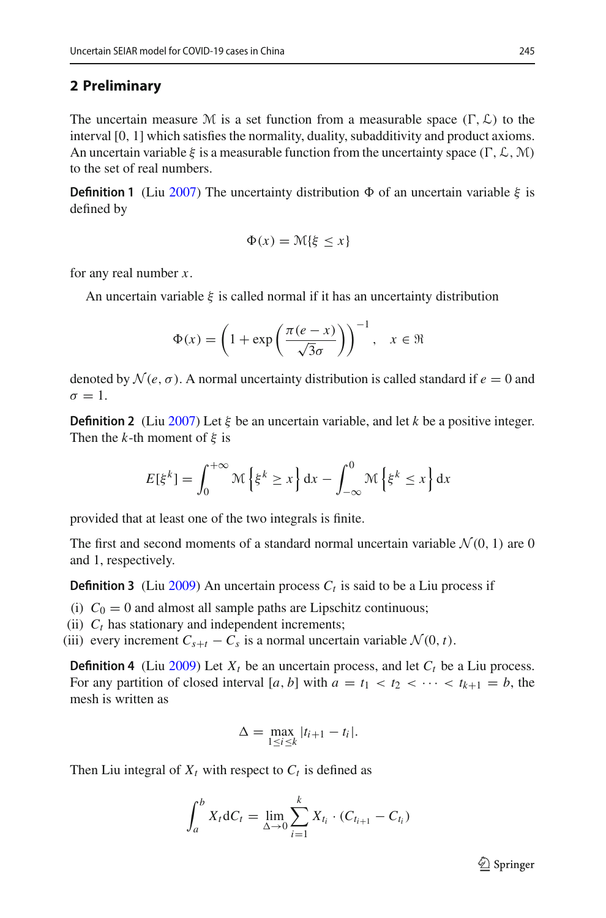## 2 Preliminary

The uncertain measure $\mathcal{M}$ is a set function from a measurable space $(\Gamma, \mathcal{L})$ to the interval [0, 1] which satisfies the normality, duality, subadditivity and product axioms. An uncertain variable $\xi$ is a measurable function from the uncertainty space $(\Gamma, \mathcal{L}, \mathcal{M})$ to the set of real numbers.

**Definition 1** (Liu 2007) The uncertainty distribution $\Phi$ of an uncertain variable $\xi$ is defined by

$$\Phi(x) = \mathcal{M}\{\xi \leq x\}$$

for any real number $x$.

An uncertain variable $\xi$ is called normal if it has an uncertainty distribution

$$\Phi(x) = \left(1 + \exp\left(\frac{\pi(e - x)}{\sqrt{3}\sigma}\right)\right)^{-1}, \quad x \in \Re$$

denoted by $\mathcal{N}(e, \sigma)$. A normal uncertainty distribution is called standard if $e = 0$ and $\sigma = 1$.

**Definition 2** (Liu 2007) Let $\xi$ be an uncertain variable, and let $k$ be a positive integer. Then the $k$-th moment of $\xi$ is

$$E[\xi^k] = \int_0^{+\infty} \mathcal{M}\left\{\xi^k \geq x\right\} \mathrm{d}x - \int_{-\infty}^{0} \mathcal{M}\left\{\xi^k \leq x\right\} \mathrm{d}x$$

provided that at least one of the two integrals is finite.

The first and second moments of a standard normal uncertain variable $\mathcal{N}(0, 1)$ are 0 and 1, respectively.

**Definition 3** (Liu 2009) An uncertain process $C_t$ is said to be a Liu process if

(i) $C_0 = 0$ and almost all sample paths are Lipschitz continuous;
(ii) $C_t$ has stationary and independent increments;
(iii) every increment $C_{s+t} - C_s$ is a normal uncertain variable $\mathcal{N}(0, t)$.

**Definition 4** (Liu 2009) Let $X_t$ be an uncertain process, and let $C_t$ be a Liu process. For any partition of closed interval $[a, b]$ with $a = t_1 < t_2 < \cdots < t_{k+1} = b$, the mesh is written as

$$\Delta = \max_{1 \leq i \leq k} |t_{i+1} - t_i|.$$

Then Liu integral of $X_t$ with respect to $C_t$ is defined as

$$\int_a^b X_t \mathrm{d}C_t = \lim_{\Delta \to 0} \sum_{i=1}^{k} X_{t_i} \cdot (C_{t_{i+1}} - C_{t_i})$$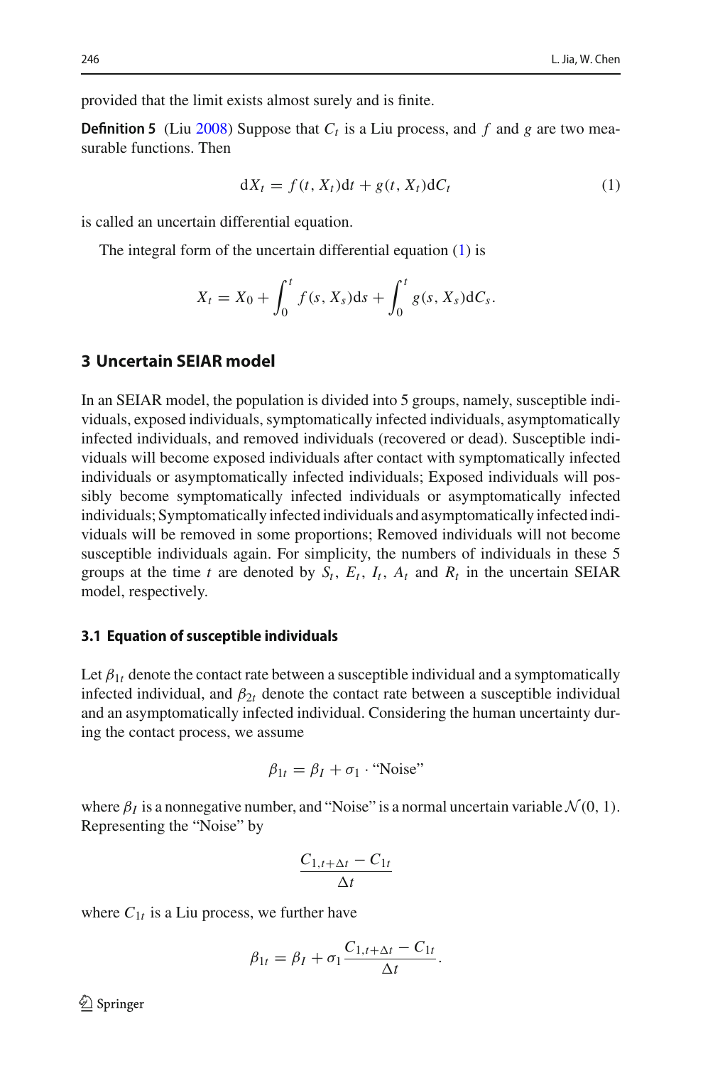provided that the limit exists almost surely and is finite.

**Definition 5** (Liu 2008) Suppose that $C_t$ is a Liu process, and $f$ and $g$ are two measurable functions. Then

$$dX_t = f(t, X_t)dt + g(t, X_t)dC_t \tag{1}$$

is called an uncertain differential equation.

The integral form of the uncertain differential equation (1) is

$$X_t = X_0 + \int_0^t f(s, X_s)ds + \int_0^t g(s, X_s)dC_s.$$

## 3 Uncertain SEIAR model

In an SEIAR model, the population is divided into 5 groups, namely, susceptible individuals, exposed individuals, symptomatically infected individuals, asymptomatically infected individuals, and removed individuals (recovered or dead). Susceptible individuals will become exposed individuals after contact with symptomatically infected individuals or asymptomatically infected individuals; Exposed individuals will possibly become symptomatically infected individuals or asymptomatically infected individuals; Symptomatically infected individuals and asymptomatically infected individuals will be removed in some proportions; Removed individuals will not become susceptible individuals again. For simplicity, the numbers of individuals in these 5 groups at the time $t$ are denoted by $S_t$, $E_t$, $I_t$, $A_t$ and $R_t$ in the uncertain SEIAR model, respectively.

### 3.1 Equation of susceptible individuals

Let $\beta_{1t}$ denote the contact rate between a susceptible individual and a symptomatically infected individual, and $\beta_{2t}$ denote the contact rate between a susceptible individual and an asymptomatically infected individual. Considering the human uncertainty during the contact process, we assume

$$\beta_{1t} = \beta_I + \sigma_1 \cdot \text{“Noise”}$$

where $\beta_I$ is a nonnegative number, and "Noise" is a normal uncertain variable $\mathcal{N}(0, 1)$. Representing the "Noise" by

$$\frac{C_{1,t+\Delta t} - C_{1t}}{\Delta t}$$

where $C_{1t}$ is a Liu process, we further have

$$\beta_{1t} = \beta_I + \sigma_1 \frac{C_{1,t+\Delta t} - C_{1t}}{\Delta t}.$$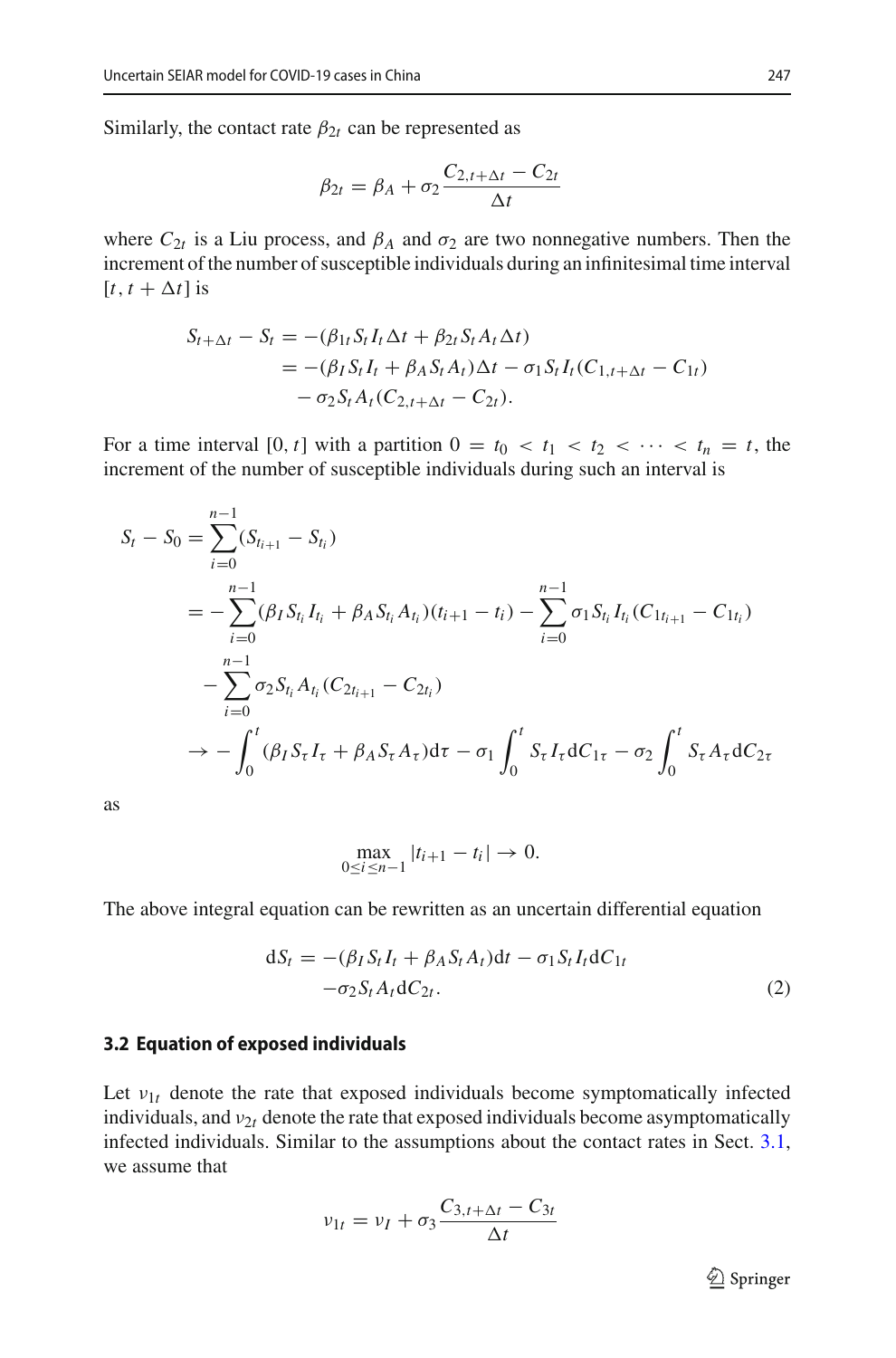Similarly, the contact rate $\beta_{2t}$ can be represented as

$$\beta_{2t} = \beta_A + \sigma_2 \frac{C_{2,t+\Delta t} - C_{2t}}{\Delta t}$$

where $C_{2t}$ is a Liu process, and $\beta_A$ and $\sigma_2$ are two nonnegative numbers. Then the increment of the number of susceptible individuals during an infinitesimal time interval $[t, t + \Delta t]$ is

$$\begin{aligned}
S_{t+\Delta t} - S_t &= -(\beta_{1t} S_t I_t \Delta t + \beta_{2t} S_t A_t \Delta t) \\
&= -(\beta_I S_t I_t + \beta_A S_t A_t)\Delta t - \sigma_1 S_t I_t (C_{1,t+\Delta t} - C_{1t}) \\
&\quad - \sigma_2 S_t A_t (C_{2,t+\Delta t} - C_{2t}).
\end{aligned}$$

For a time interval $[0, t]$ with a partition $0 = t_0 < t_1 < t_2 < \cdots < t_n = t$, the increment of the number of susceptible individuals during such an interval is

$$\begin{aligned}
S_t - S_0 &= \sum_{i=0}^{n-1} (S_{t_{i+1}} - S_{t_i}) \\
&= -\sum_{i=0}^{n-1} (\beta_I S_{t_i} I_{t_i} + \beta_A S_{t_i} A_{t_i})(t_{i+1} - t_i) - \sum_{i=0}^{n-1} \sigma_1 S_{t_i} I_{t_i} (C_{1t_{i+1}} - C_{1t_i}) \\
&\quad - \sum_{i=0}^{n-1} \sigma_2 S_{t_i} A_{t_i} (C_{2t_{i+1}} - C_{2t_i}) \\
&\to -\int_0^t (\beta_I S_\tau I_\tau + \beta_A S_\tau A_\tau) \mathrm{d}\tau - \sigma_1 \int_0^t S_\tau I_\tau \mathrm{d}C_{1\tau} - \sigma_2 \int_0^t S_\tau A_\tau \mathrm{d}C_{2\tau}
\end{aligned}$$

as

$$\max_{0 \le i \le n-1} |t_{i+1} - t_i| \to 0.$$

The above integral equation can be rewritten as an uncertain differential equation

$$\begin{aligned}
\mathrm{d}S_t = &-(\beta_I S_t I_t + \beta_A S_t A_t)\mathrm{d}t - \sigma_1 S_t I_t \mathrm{d}C_{1t} \\
&-\sigma_2 S_t A_t \mathrm{d}C_{2t}.
\end{aligned} \tag{2}$$

### 3.2 Equation of exposed individuals

Let $\nu_{1t}$ denote the rate that exposed individuals become symptomatically infected individuals, and $\nu_{2t}$ denote the rate that exposed individuals become asymptomatically infected individuals. Similar to the assumptions about the contact rates in Sect. 3.1, we assume that

$$\nu_{1t} = \nu_I + \sigma_3 \frac{C_{3,t+\Delta t} - C_{3t}}{\Delta t}$$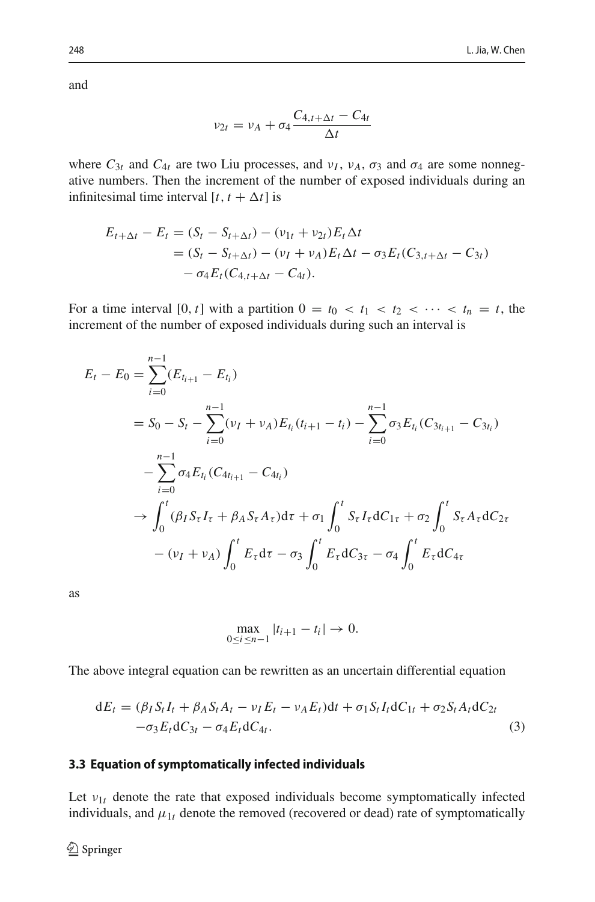and

$$
\nu_{2t} = \nu_A + \sigma_4 \frac{C_{4,t+\Delta t} - C_{4t}}{\Delta t}
$$

where $C_{3t}$ and $C_{4t}$ are two Liu processes, and $\nu_I$, $\nu_A$, $\sigma_3$ and $\sigma_4$ are some nonnegative numbers. Then the increment of the number of exposed individuals during an infinitesimal time interval $[t, t + \Delta t]$ is

$$
\begin{aligned}
E_{t+\Delta t} - E_t &= (S_t - S_{t+\Delta t}) - (\nu_{1t} + \nu_{2t})E_t \Delta t \\
&= (S_t - S_{t+\Delta t}) - (\nu_I + \nu_A)E_t \Delta t - \sigma_3 E_t (C_{3,t+\Delta t} - C_{3t}) \\
&\quad - \sigma_4 E_t (C_{4,t+\Delta t} - C_{4t}).
\end{aligned}
$$

For a time interval $[0, t]$ with a partition $0 = t_0 < t_1 < t_2 < \cdots < t_n = t$, the increment of the number of exposed individuals during such an interval is

$$
\begin{aligned}
E_t - E_0 &= \sum_{i=0}^{n-1} (E_{t_{i+1}} - E_{t_i}) \\
&= S_0 - S_t - \sum_{i=0}^{n-1} (\nu_I + \nu_A) E_{t_i} (t_{i+1} - t_i) - \sum_{i=0}^{n-1} \sigma_3 E_{t_i} (C_{3t_{i+1}} - C_{3t_i}) \\
&\quad - \sum_{i=0}^{n-1} \sigma_4 E_{t_i} (C_{4t_{i+1}} - C_{4t_i}) \\
&\to \int_0^t (\beta_I S_\tau I_\tau + \beta_A S_\tau A_\tau) \mathrm{d}\tau + \sigma_1 \int_0^t S_\tau I_\tau \mathrm{d}C_{1\tau} + \sigma_2 \int_0^t S_\tau A_\tau \mathrm{d}C_{2\tau} \\
&\quad - (\nu_I + \nu_A) \int_0^t E_\tau \mathrm{d}\tau - \sigma_3 \int_0^t E_\tau \mathrm{d}C_{3\tau} - \sigma_4 \int_0^t E_\tau \mathrm{d}C_{4\tau}
\end{aligned}
$$

as

$$
\max_{0 \le i \le n-1} |t_{i+1} - t_i| \to 0.
$$

The above integral equation can be rewritten as an uncertain differential equation

$$
\begin{aligned}
\mathrm{d}E_t = (\beta_I S_t I_t + \beta_A S_t A_t - \nu_I E_t - \nu_A E_t)\mathrm{d}t + \sigma_1 S_t I_t \mathrm{d}C_{1t} + \sigma_2 S_t A_t \mathrm{d}C_{2t} \\
- \sigma_3 E_t \mathrm{d}C_{3t} - \sigma_4 E_t \mathrm{d}C_{4t}.
\end{aligned}
\tag{3}
$$

### 3.3 Equation of symptomatically infected individuals

Let $\nu_{1t}$ denote the rate that exposed individuals become symptomatically infected individuals, and $\mu_{1t}$ denote the removed (recovered or dead) rate of symptomatically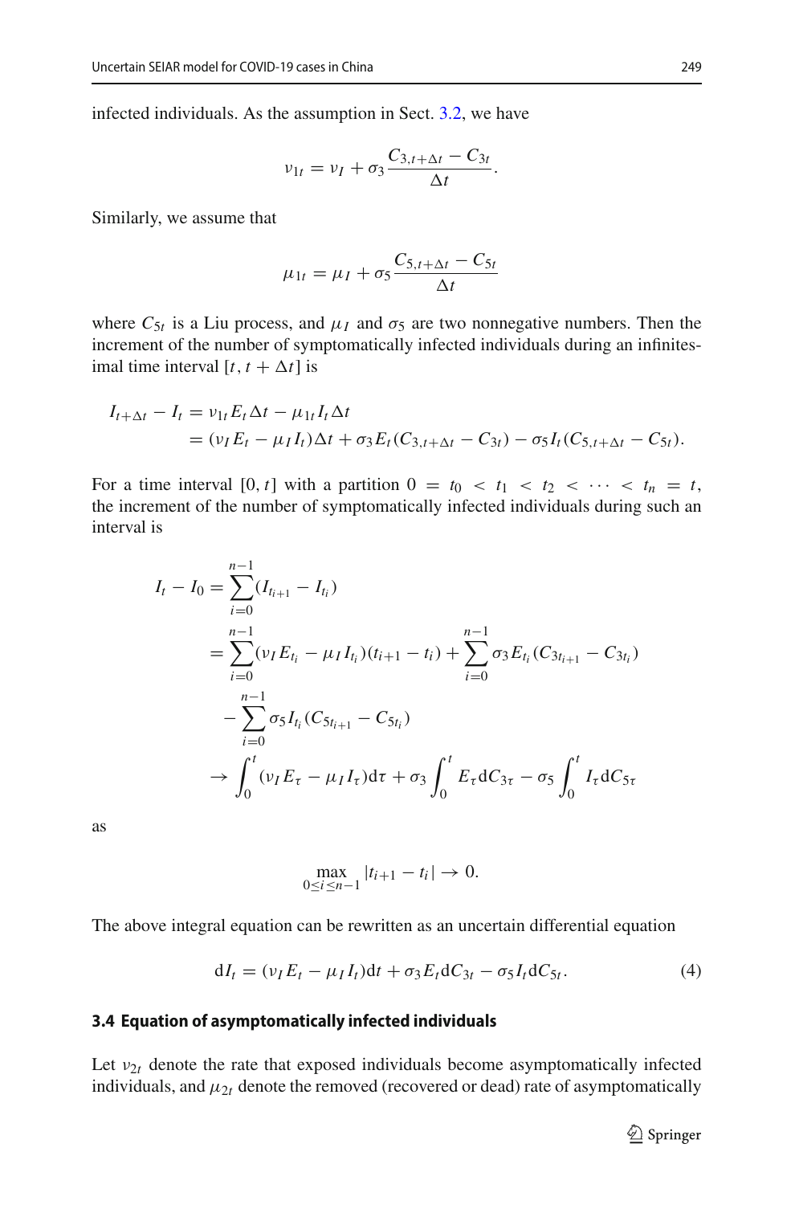infected individuals. As the assumption in Sect. 3.2, we have

$$\nu_{1t} = \nu_I + \sigma_3 \frac{C_{3,t+\Delta t} - C_{3t}}{\Delta t}.$$

Similarly, we assume that

$$\mu_{1t} = \mu_I + \sigma_5 \frac{C_{5,t+\Delta t} - C_{5t}}{\Delta t}$$

where $C_{5t}$ is a Liu process, and $\mu_I$ and $\sigma_5$ are two nonnegative numbers. Then the increment of the number of symptomatically infected individuals during an infinitesimal time interval $[t, t + \Delta t]$ is

$$\begin{aligned} I_{t+\Delta t} - I_t &= \nu_{1t} E_t \Delta t - \mu_{1t} I_t \Delta t \\ &= (\nu_I E_t - \mu_I I_t)\Delta t + \sigma_3 E_t (C_{3,t+\Delta t} - C_{3t}) - \sigma_5 I_t (C_{5,t+\Delta t} - C_{5t}). \end{aligned}$$

For a time interval $[0, t]$ with a partition $0 = t_0 < t_1 < t_2 < \cdots < t_n = t$, the increment of the number of symptomatically infected individuals during such an interval is

$$\begin{aligned} I_t - I_0 &= \sum_{i=0}^{n-1} (I_{t_{i+1}} - I_{t_i}) \\ &= \sum_{i=0}^{n-1} (\nu_I E_{t_i} - \mu_I I_{t_i})(t_{i+1} - t_i) + \sum_{i=0}^{n-1} \sigma_3 E_{t_i} (C_{3t_{i+1}} - C_{3t_i}) \\ &\quad - \sum_{i=0}^{n-1} \sigma_5 I_{t_i} (C_{5t_{i+1}} - C_{5t_i}) \\ &\to \int_0^t (\nu_I E_\tau - \mu_I I_\tau) \mathrm{d}\tau + \sigma_3 \int_0^t E_\tau \mathrm{d}C_{3\tau} - \sigma_5 \int_0^t I_\tau \mathrm{d}C_{5\tau} \end{aligned}$$

as

$$\max_{0 \le i \le n-1} |t_{i+1} - t_i| \to 0.$$

The above integral equation can be rewritten as an uncertain differential equation

$$\mathrm{d}I_t = (\nu_I E_t - \mu_I I_t)\mathrm{d}t + \sigma_3 E_t \mathrm{d}C_{3t} - \sigma_5 I_t \mathrm{d}C_{5t}. \tag{4}$$

### 3.4 Equation of asymptomatically infected individuals

Let $\nu_{2t}$ denote the rate that exposed individuals become asymptomatically infected individuals, and $\mu_{2t}$ denote the removed (recovered or dead) rate of asymptomatically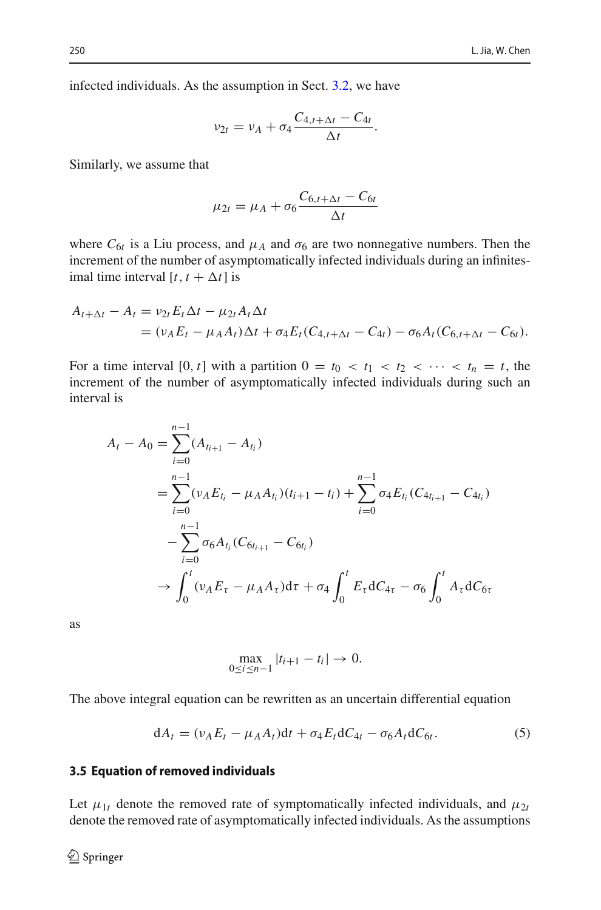infected individuals. As the assumption in Sect. 3.2, we have

$$\nu_{2t} = \nu_A + \sigma_4 \frac{C_{4,t+\Delta t} - C_{4t}}{\Delta t}.$$

Similarly, we assume that

$$\mu_{2t} = \mu_A + \sigma_6 \frac{C_{6,t+\Delta t} - C_{6t}}{\Delta t}$$

where $C_{6t}$ is a Liu process, and $\mu_A$ and $\sigma_6$ are two nonnegative numbers. Then the increment of the number of asymptomatically infected individuals during an infinitesimal time interval $[t, t + \Delta t]$ is

$$\begin{aligned} A_{t+\Delta t} - A_t &= \nu_{2t} E_t \Delta t - \mu_{2t} A_t \Delta t \\ &= (\nu_A E_t - \mu_A A_t)\Delta t + \sigma_4 E_t (C_{4,t+\Delta t} - C_{4t}) - \sigma_6 A_t (C_{6,t+\Delta t} - C_{6t}). \end{aligned}$$

For a time interval $[0, t]$ with a partition $0 = t_0 < t_1 < t_2 < \cdots < t_n = t$, the increment of the number of asymptomatically infected individuals during such an interval is

$$\begin{aligned} A_t - A_0 &= \sum_{i=0}^{n-1} (A_{t_{i+1}} - A_{t_i}) \\ &= \sum_{i=0}^{n-1} (\nu_A E_{t_i} - \mu_A A_{t_i})(t_{i+1} - t_i) + \sum_{i=0}^{n-1} \sigma_4 E_{t_i} (C_{4t_{i+1}} - C_{4t_i}) \\ &\quad - \sum_{i=0}^{n-1} \sigma_6 A_{t_i} (C_{6t_{i+1}} - C_{6t_i}) \\ &\rightarrow \int_0^t (\nu_A E_\tau - \mu_A A_\tau) \mathrm{d}\tau + \sigma_4 \int_0^t E_\tau \mathrm{d}C_{4\tau} - \sigma_6 \int_0^t A_\tau \mathrm{d}C_{6\tau} \end{aligned}$$

as

$$\max_{0 \le i \le n-1} |t_{i+1} - t_i| \rightarrow 0.$$

The above integral equation can be rewritten as an uncertain differential equation

$$\mathrm{d}A_t = (\nu_A E_t - \mu_A A_t)\mathrm{d}t + \sigma_4 E_t \mathrm{d}C_{4t} - \sigma_6 A_t \mathrm{d}C_{6t}. \tag{5}$$

### 3.5 Equation of removed individuals

Let $\mu_{1t}$ denote the removed rate of symptomatically infected individuals, and $\mu_{2t}$ denote the removed rate of asymptomatically infected individuals. As the assumptions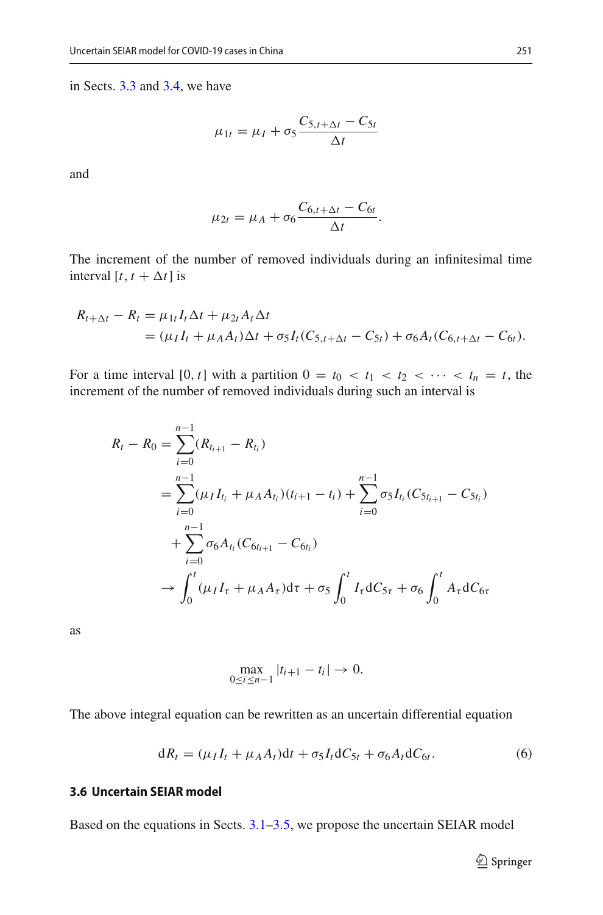in Sects. 3.3 and 3.4, we have

$$\mu_{1t} = \mu_I + \sigma_5 \frac{C_{5,t+\Delta t} - C_{5t}}{\Delta t}$$

and

$$\mu_{2t} = \mu_A + \sigma_6 \frac{C_{6,t+\Delta t} - C_{6t}}{\Delta t}.$$

The increment of the number of removed individuals during an infinitesimal time interval $[t, t + \Delta t]$ is

$$\begin{aligned} R_{t+\Delta t} - R_t &= \mu_{1t} I_t \Delta t + \mu_{2t} A_t \Delta t \\ &= (\mu_I I_t + \mu_A A_t)\Delta t + \sigma_5 I_t (C_{5,t+\Delta t} - C_{5t}) + \sigma_6 A_t (C_{6,t+\Delta t} - C_{6t}). \end{aligned}$$

For a time interval $[0, t]$ with a partition $0 = t_0 < t_1 < t_2 < \cdots < t_n = t$, the increment of the number of removed individuals during such an interval is

$$\begin{aligned} R_t - R_0 &= \sum_{i=0}^{n-1} (R_{t_{i+1}} - R_{t_i}) \\ &= \sum_{i=0}^{n-1} (\mu_I I_{t_i} + \mu_A A_{t_i})(t_{i+1} - t_i) + \sum_{i=0}^{n-1} \sigma_5 I_{t_i} (C_{5t_{i+1}} - C_{5t_i}) \\ &\quad + \sum_{i=0}^{n-1} \sigma_6 A_{t_i} (C_{6t_{i+1}} - C_{6t_i}) \\ &\to \int_0^t (\mu_I I_\tau + \mu_A A_\tau) \mathrm{d}\tau + \sigma_5 \int_0^t I_\tau \mathrm{d}C_{5\tau} + \sigma_6 \int_0^t A_\tau \mathrm{d}C_{6\tau} \end{aligned}$$

as

$$\max_{0 \le i \le n-1} |t_{i+1} - t_i| \to 0.$$

The above integral equation can be rewritten as an uncertain differential equation

$$\mathrm{d}R_t = (\mu_I I_t + \mu_A A_t)\mathrm{d}t + \sigma_5 I_t \mathrm{d}C_{5t} + \sigma_6 A_t \mathrm{d}C_{6t}. \tag{6}$$

### 3.6 Uncertain SEIAR model

Based on the equations in Sects. 3.1–3.5, we propose the uncertain SEIAR model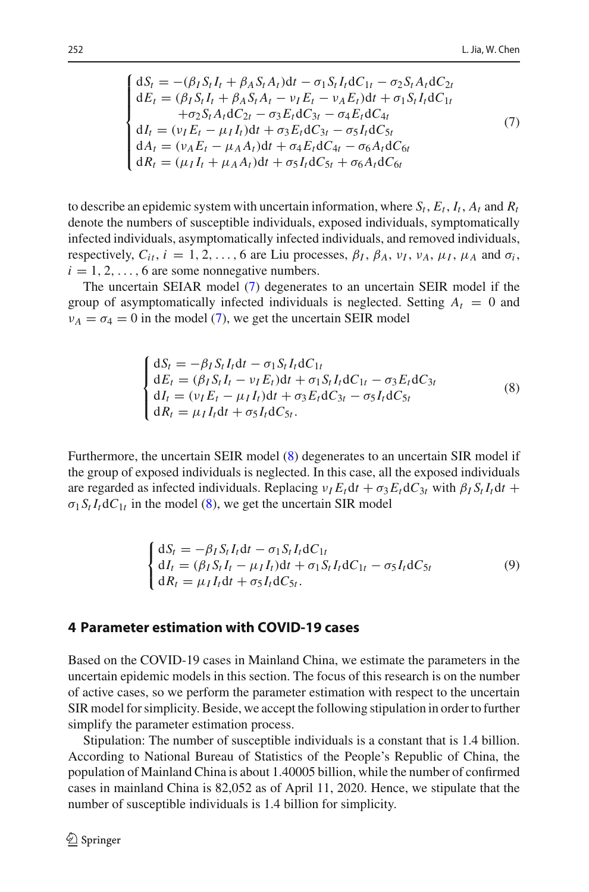$$
\begin{cases}
\mathrm{d}S_t = -(\beta_I S_t I_t + \beta_A S_t A_t)\mathrm{d}t - \sigma_1 S_t I_t \mathrm{d}C_{1t} - \sigma_2 S_t A_t \mathrm{d}C_{2t} \\
\mathrm{d}E_t = (\beta_I S_t I_t + \beta_A S_t A_t - \nu_I E_t - \nu_A E_t)\mathrm{d}t + \sigma_1 S_t I_t \mathrm{d}C_{1t} \\
\qquad\quad + \sigma_2 S_t A_t \mathrm{d}C_{2t} - \sigma_3 E_t \mathrm{d}C_{3t} - \sigma_4 E_t \mathrm{d}C_{4t} \\
\mathrm{d}I_t = (\nu_I E_t - \mu_I I_t)\mathrm{d}t + \sigma_3 E_t \mathrm{d}C_{3t} - \sigma_5 I_t \mathrm{d}C_{5t} \\
\mathrm{d}A_t = (\nu_A E_t - \mu_A A_t)\mathrm{d}t + \sigma_4 E_t \mathrm{d}C_{4t} - \sigma_6 A_t \mathrm{d}C_{6t} \\
\mathrm{d}R_t = (\mu_I I_t + \mu_A A_t)\mathrm{d}t + \sigma_5 I_t \mathrm{d}C_{5t} + \sigma_6 A_t \mathrm{d}C_{6t}
\end{cases}
\tag{7}
$$

to describe an epidemic system with uncertain information, where $S_t$, $E_t$, $I_t$, $A_t$ and $R_t$ denote the numbers of susceptible individuals, exposed individuals, symptomatically infected individuals, asymptomatically infected individuals, and removed individuals, respectively, $C_{it}$, $i = 1, 2, \ldots, 6$ are Liu processes, $\beta_I$, $\beta_A$, $\nu_I$, $\nu_A$, $\mu_I$, $\mu_A$ and $\sigma_i$, $i = 1, 2, \ldots, 6$ are some nonnegative numbers.

The uncertain SEIAR model (7) degenerates to an uncertain SEIR model if the group of asymptomatically infected individuals is neglected. Setting $A_t = 0$ and $\nu_A = \sigma_4 = 0$ in the model (7), we get the uncertain SEIR model

$$
\begin{cases}
\mathrm{d}S_t = -\beta_I S_t I_t \mathrm{d}t - \sigma_1 S_t I_t \mathrm{d}C_{1t} \\
\mathrm{d}E_t = (\beta_I S_t I_t - \nu_I E_t)\mathrm{d}t + \sigma_1 S_t I_t \mathrm{d}C_{1t} - \sigma_3 E_t \mathrm{d}C_{3t} \\
\mathrm{d}I_t = (\nu_I E_t - \mu_I I_t)\mathrm{d}t + \sigma_3 E_t \mathrm{d}C_{3t} - \sigma_5 I_t \mathrm{d}C_{5t} \\
\mathrm{d}R_t = \mu_I I_t \mathrm{d}t + \sigma_5 I_t \mathrm{d}C_{5t}.
\end{cases}
\tag{8}
$$

Furthermore, the uncertain SEIR model (8) degenerates to an uncertain SIR model if the group of exposed individuals is neglected. In this case, all the exposed individuals are regarded as infected individuals. Replacing $\nu_I E_t \mathrm{d}t + \sigma_3 E_t \mathrm{d}C_{3t}$ with $\beta_I S_t I_t \mathrm{d}t + \sigma_1 S_t I_t \mathrm{d}C_{1t}$ in the model (8), we get the uncertain SIR model

$$
\begin{cases}
\mathrm{d}S_t = -\beta_I S_t I_t \mathrm{d}t - \sigma_1 S_t I_t \mathrm{d}C_{1t} \\
\mathrm{d}I_t = (\beta_I S_t I_t - \mu_I I_t)\mathrm{d}t + \sigma_1 S_t I_t \mathrm{d}C_{1t} - \sigma_5 I_t \mathrm{d}C_{5t} \\
\mathrm{d}R_t = \mu_I I_t \mathrm{d}t + \sigma_5 I_t \mathrm{d}C_{5t}.
\end{cases}
\tag{9}
$$

## 4 Parameter estimation with COVID-19 cases

Based on the COVID-19 cases in Mainland China, we estimate the parameters in the uncertain epidemic models in this section. The focus of this research is on the number of active cases, so we perform the parameter estimation with respect to the uncertain SIR model for simplicity. Beside, we accept the following stipulation in order to further simplify the parameter estimation process.

Stipulation: The number of susceptible individuals is a constant that is 1.4 billion. According to National Bureau of Statistics of the People's Republic of China, the population of Mainland China is about 1.40005 billion, while the number of confirmed cases in mainland China is 82,052 as of April 11, 2020. Hence, we stipulate that the number of susceptible individuals is 1.4 billion for simplicity.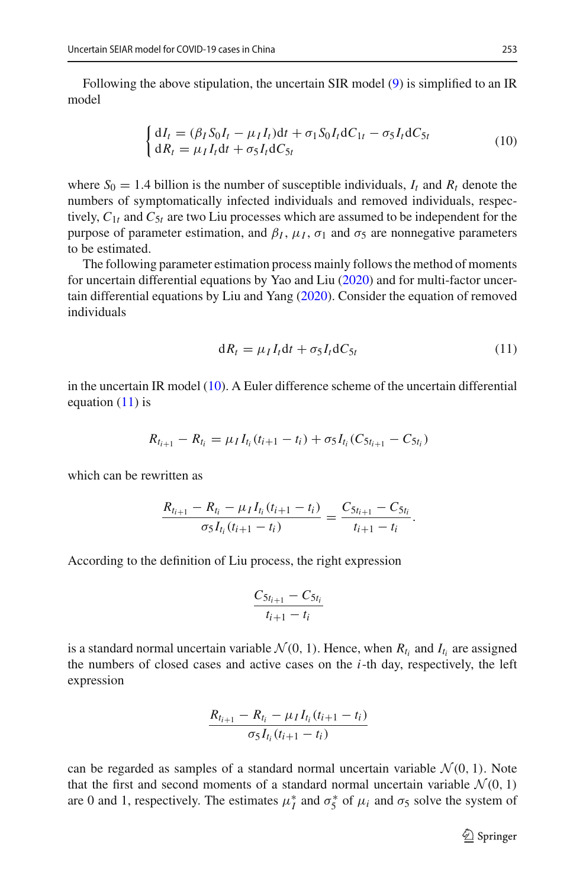Following the above stipulation, the uncertain SIR model (9) is simplified to an IR model

$$
\begin{cases} \mathrm{d}I_t = (\beta_I S_0 I_t - \mu_I I_t)\mathrm{d}t + \sigma_1 S_0 I_t \mathrm{d}C_{1t} - \sigma_5 I_t \mathrm{d}C_{5t} \\ \mathrm{d}R_t = \mu_I I_t \mathrm{d}t + \sigma_5 I_t \mathrm{d}C_{5t} \end{cases} \tag{10}
$$

where $S_0 = 1.4$ billion is the number of susceptible individuals, $I_t$ and $R_t$ denote the numbers of symptomatically infected individuals and removed individuals, respectively, $C_{1t}$ and $C_{5t}$ are two Liu processes which are assumed to be independent for the purpose of parameter estimation, and $\beta_I$, $\mu_I$, $\sigma_1$ and $\sigma_5$ are nonnegative parameters to be estimated.

The following parameter estimation process mainly follows the method of moments for uncertain differential equations by Yao and Liu (2020) and for multi-factor uncertain differential equations by Liu and Yang (2020). Consider the equation of removed individuals

$$
\mathrm{d}R_t = \mu_I I_t \mathrm{d}t + \sigma_5 I_t \mathrm{d}C_{5t} \tag{11}
$$

in the uncertain IR model (10). A Euler difference scheme of the uncertain differential equation (11) is

$$
R_{t_{i+1}} - R_{t_i} = \mu_I I_{t_i}(t_{i+1} - t_i) + \sigma_5 I_{t_i}(C_{5t_{i+1}} - C_{5t_i})
$$

which can be rewritten as

$$
\frac{R_{t_{i+1}} - R_{t_i} - \mu_I I_{t_i}(t_{i+1} - t_i)}{\sigma_5 I_{t_i}(t_{i+1} - t_i)} = \frac{C_{5t_{i+1}} - C_{5t_i}}{t_{i+1} - t_i}.
$$

According to the definition of Liu process, the right expression

$$
\frac{C_{5t_{i+1}} - C_{5t_i}}{t_{i+1} - t_i}
$$

is a standard normal uncertain variable $\mathcal{N}(0, 1)$. Hence, when $R_{t_i}$ and $I_{t_i}$ are assigned the numbers of closed cases and active cases on the $i$-th day, respectively, the left expression

$$
\frac{R_{t_{i+1}} - R_{t_i} - \mu_I I_{t_i}(t_{i+1} - t_i)}{\sigma_5 I_{t_i}(t_{i+1} - t_i)}
$$

can be regarded as samples of a standard normal uncertain variable $\mathcal{N}(0, 1)$. Note that the first and second moments of a standard normal uncertain variable $\mathcal{N}(0, 1)$ are 0 and 1, respectively. The estimates $\mu_I^*$ and $\sigma_5^*$ of $\mu_i$ and $\sigma_5$ solve the system of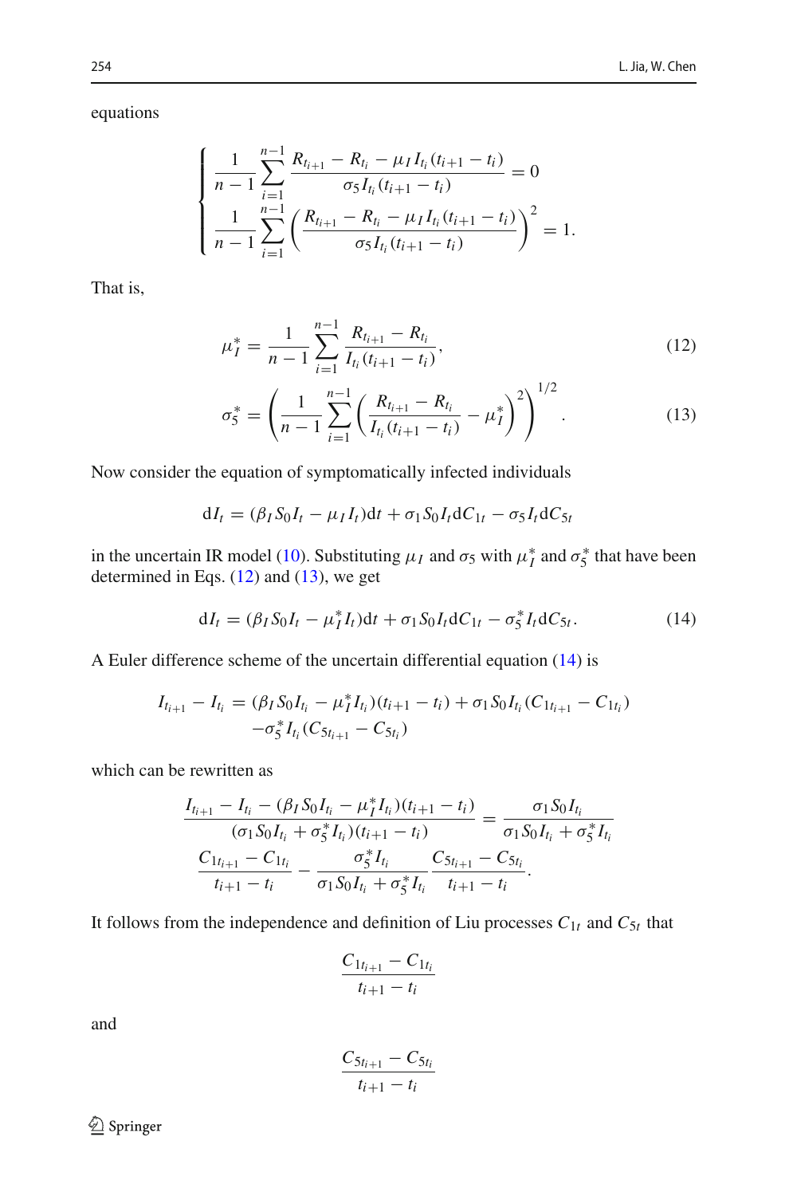equations

$$
\begin{cases}
\dfrac{1}{n-1}\displaystyle\sum_{i=1}^{n-1}\dfrac{R_{t_{i+1}}-R_{t_i}-\mu_I I_{t_i}(t_{i+1}-t_i)}{\sigma_5 I_{t_i}(t_{i+1}-t_i)}=0\\
\dfrac{1}{n-1}\displaystyle\sum_{i=1}^{n-1}\left(\dfrac{R_{t_{i+1}}-R_{t_i}-\mu_I I_{t_i}(t_{i+1}-t_i)}{\sigma_5 I_{t_i}(t_{i+1}-t_i)}\right)^2=1.
\end{cases}
$$

That is,

$$
\mu_I^* = \frac{1}{n-1}\sum_{i=1}^{n-1}\frac{R_{t_{i+1}}-R_{t_i}}{I_{t_i}(t_{i+1}-t_i)}, \tag{12}
$$

$$
\sigma_5^* = \left(\frac{1}{n-1}\sum_{i=1}^{n-1}\left(\frac{R_{t_{i+1}}-R_{t_i}}{I_{t_i}(t_{i+1}-t_i)}-\mu_I^*\right)^2\right)^{1/2}. \tag{13}
$$

Now consider the equation of symptomatically infected individuals

$$
\mathrm{d}I_t = (\beta_I S_0 I_t - \mu_I I_t)\mathrm{d}t + \sigma_1 S_0 I_t \mathrm{d}C_{1t} - \sigma_5 I_t \mathrm{d}C_{5t}
$$

in the uncertain IR model (10). Substituting $\mu_I$ and $\sigma_5$ with $\mu_I^*$ and $\sigma_5^*$ that have been determined in Eqs. (12) and (13), we get

$$
\mathrm{d}I_t = (\beta_I S_0 I_t - \mu_I^* I_t)\mathrm{d}t + \sigma_1 S_0 I_t \mathrm{d}C_{1t} - \sigma_5^* I_t \mathrm{d}C_{5t}. \tag{14}
$$

A Euler difference scheme of the uncertain differential equation (14) is

$$
\begin{aligned}
I_{t_{i+1}} - I_{t_i} = {} & (\beta_I S_0 I_{t_i} - \mu_I^* I_{t_i})(t_{i+1}-t_i) + \sigma_1 S_0 I_{t_i}(C_{1t_{i+1}} - C_{1t_i})\\
& -\sigma_5^* I_{t_i}(C_{5t_{i+1}} - C_{5t_i})
\end{aligned}
$$

which can be rewritten as

$$
\begin{aligned}
\frac{I_{t_{i+1}} - I_{t_i} - (\beta_I S_0 I_{t_i} - \mu_I^* I_{t_i})(t_{i+1}-t_i)}{(\sigma_1 S_0 I_{t_i} + \sigma_5^* I_{t_i})(t_{i+1}-t_i)} = {} & \frac{\sigma_1 S_0 I_{t_i}}{\sigma_1 S_0 I_{t_i} + \sigma_5^* I_{t_i}}\\
\frac{C_{1t_{i+1}} - C_{1t_i}}{t_{i+1}-t_i} - \frac{\sigma_5^* I_{t_i}}{\sigma_1 S_0 I_{t_i} + \sigma_5^* I_{t_i}} & \frac{C_{5t_{i+1}} - C_{5t_i}}{t_{i+1}-t_i}.
\end{aligned}
$$

It follows from the independence and definition of Liu processes $C_{1t}$ and $C_{5t}$ that

$$
\frac{C_{1t_{i+1}} - C_{1t_i}}{t_{i+1}-t_i}
$$

and

$$
\frac{C_{5t_{i+1}} - C_{5t_i}}{t_{i+1}-t_i}
$$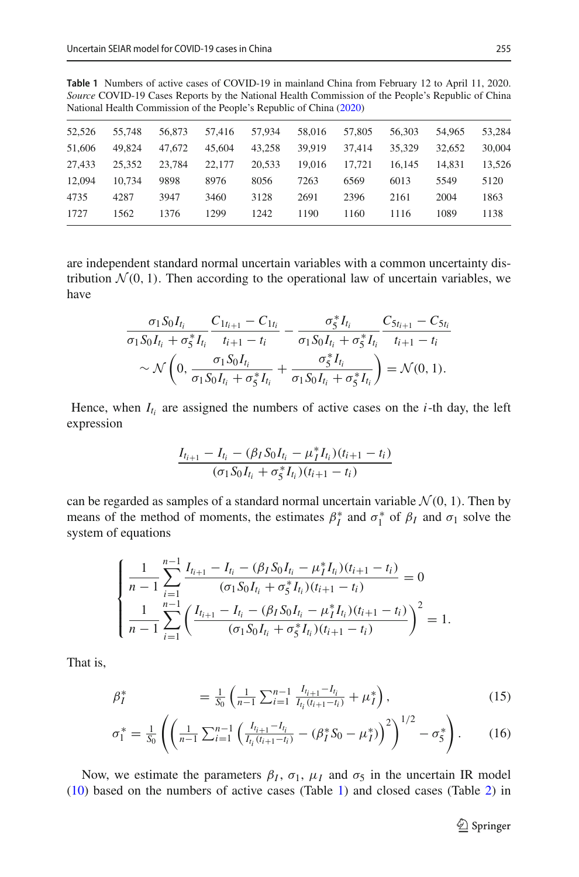**Table 1** Numbers of active cases of COVID-19 in mainland China from February 12 to April 11, 2020. *Source* COVID-19 Cases Reports by the National Health Commission of the People's Republic of China National Health Commission of the People's Republic of China (2020)

| | | | | | | | | | |
|---|---|---|---|---|---|---|---|---|---|
| 52,526 | 55,748 | 56,873 | 57,416 | 57,934 | 58,016 | 57,805 | 56,303 | 54,965 | 53,284 |
| 51,606 | 49,824 | 47,672 | 45,604 | 43,258 | 39,919 | 37,414 | 35,329 | 32,652 | 30,004 |
| 27,433 | 25,352 | 23,784 | 22,177 | 20,533 | 19,016 | 17,721 | 16,145 | 14,831 | 13,526 |
| 12,094 | 10,734 | 9898 | 8976 | 8056 | 7263 | 6569 | 6013 | 5549 | 5120 |
| 4735 | 4287 | 3947 | 3460 | 3128 | 2691 | 2396 | 2161 | 2004 | 1863 |
| 1727 | 1562 | 1376 | 1299 | 1242 | 1190 | 1160 | 1116 | 1089 | 1138 |

are independent standard normal uncertain variables with a common uncertainty distribution $\mathcal{N}(0, 1)$. Then according to the operational law of uncertain variables, we have

$$\frac{\sigma_1 S_0 I_{t_i}}{\sigma_1 S_0 I_{t_i} + \sigma_5^* I_{t_i}} \frac{C_{1t_{i+1}} - C_{1t_i}}{t_{i+1} - t_i} - \frac{\sigma_5^* I_{t_i}}{\sigma_1 S_0 I_{t_i} + \sigma_5^* I_{t_i}} \frac{C_{5t_{i+1}} - C_{5t_i}}{t_{i+1} - t_i}$$
$$\sim \mathcal{N}\left(0, \frac{\sigma_1 S_0 I_{t_i}}{\sigma_1 S_0 I_{t_i} + \sigma_5^* I_{t_i}} + \frac{\sigma_5^* I_{t_i}}{\sigma_1 S_0 I_{t_i} + \sigma_5^* I_{t_i}}\right) = \mathcal{N}(0, 1).$$

Hence, when $I_{t_i}$ are assigned the numbers of active cases on the $i$-th day, the left expression

$$\frac{I_{t_{i+1}} - I_{t_i} - (\beta_I S_0 I_{t_i} - \mu_I^* I_{t_i})(t_{i+1} - t_i)}{(\sigma_1 S_0 I_{t_i} + \sigma_5^* I_{t_i})(t_{i+1} - t_i)}$$

can be regarded as samples of a standard normal uncertain variable $\mathcal{N}(0, 1)$. Then by means of the method of moments, the estimates $\beta_I^*$ and $\sigma_1^*$ of $\beta_I$ and $\sigma_1$ solve the system of equations

$$\begin{cases} \dfrac{1}{n-1} \displaystyle\sum_{i=1}^{n-1} \dfrac{I_{t_{i+1}} - I_{t_i} - (\beta_I S_0 I_{t_i} - \mu_I^* I_{t_i})(t_{i+1} - t_i)}{(\sigma_1 S_0 I_{t_i} + \sigma_5^* I_{t_i})(t_{i+1} - t_i)} = 0 \\ \dfrac{1}{n-1} \displaystyle\sum_{i=1}^{n-1} \left( \dfrac{I_{t_{i+1}} - I_{t_i} - (\beta_I S_0 I_{t_i} - \mu_I^* I_{t_i})(t_{i+1} - t_i)}{(\sigma_1 S_0 I_{t_i} + \sigma_5^* I_{t_i})(t_{i+1} - t_i)} \right)^2 = 1. \end{cases}$$

That is,

$$\beta_I^* = \frac{1}{S_0} \left( \frac{1}{n-1} \sum_{i=1}^{n-1} \frac{I_{t_{i+1}} - I_{t_i}}{I_{t_i}(t_{i+1} - t_i)} + \mu_I^* \right), \tag{15}$$

$$\sigma_1^* = \frac{1}{S_0} \left( \left( \frac{1}{n-1} \sum_{i=1}^{n-1} \left( \frac{I_{t_{i+1}} - I_{t_i}}{I_{t_i}(t_{i+1} - t_i)} - (\beta_I^* S_0 - \mu_I^*) \right)^2 \right)^{1/2} - \sigma_5^* \right). \tag{16}$$

Now, we estimate the parameters $\beta_I$, $\sigma_1$, $\mu_I$ and $\sigma_5$ in the uncertain IR model (10) based on the numbers of active cases (Table 1) and closed cases (Table 2) in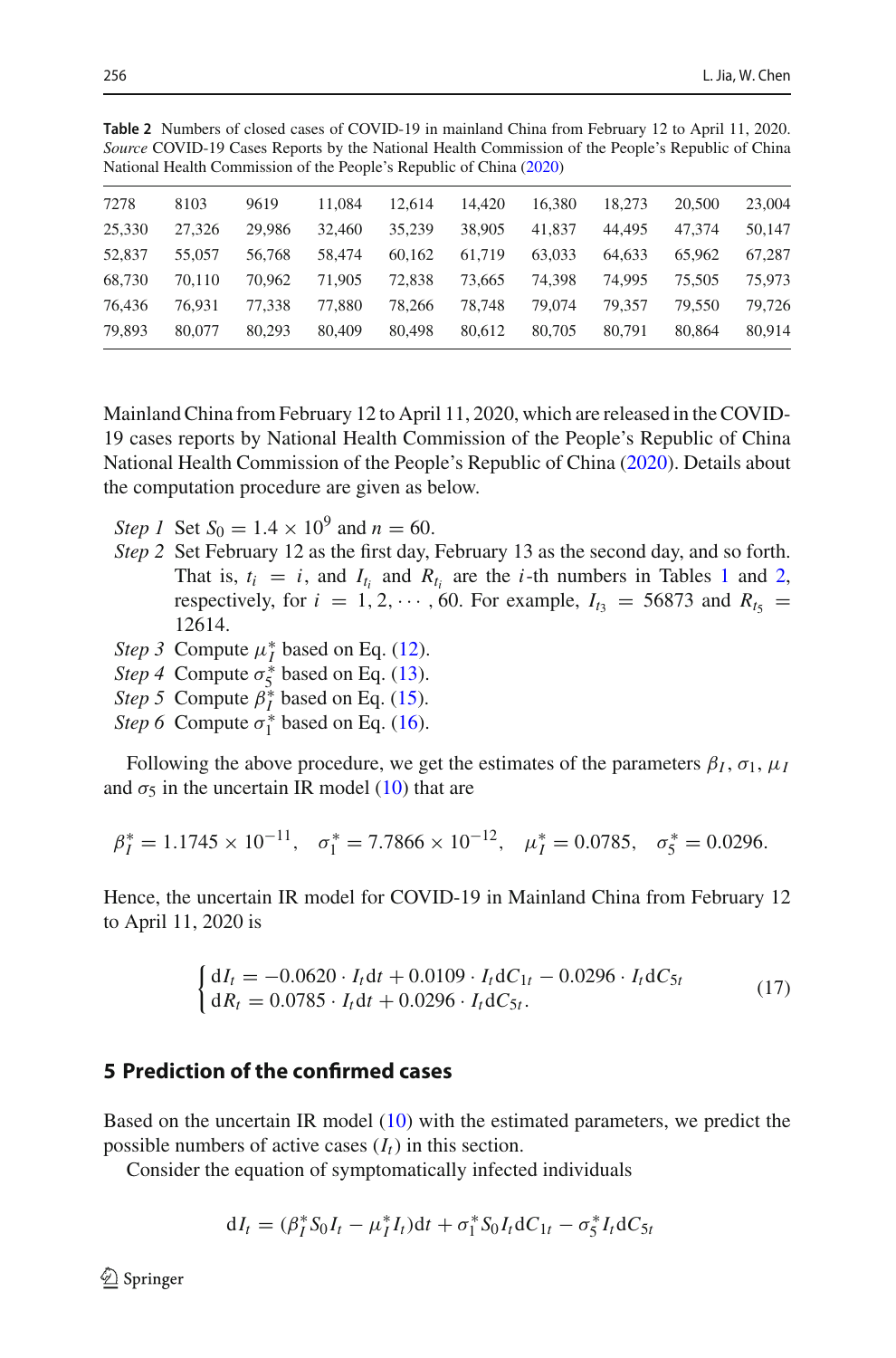**Table 2** Numbers of closed cases of COVID-19 in mainland China from February 12 to April 11, 2020. *Source* COVID-19 Cases Reports by the National Health Commission of the People's Republic of China National Health Commission of the People's Republic of China (2020)

| | | | | | | | | | |
|---|---|---|---|---|---|---|---|---|---|
| 7278 | 8103 | 9619 | 11,084 | 12,614 | 14,420 | 16,380 | 18,273 | 20,500 | 23,004 |
| 25,330 | 27,326 | 29,986 | 32,460 | 35,239 | 38,905 | 41,837 | 44,495 | 47,374 | 50,147 |
| 52,837 | 55,057 | 56,768 | 58,474 | 60,162 | 61,719 | 63,033 | 64,633 | 65,962 | 67,287 |
| 68,730 | 70,110 | 70,962 | 71,905 | 72,838 | 73,665 | 74,398 | 74,995 | 75,505 | 75,973 |
| 76,436 | 76,931 | 77,338 | 77,880 | 78,266 | 78,748 | 79,074 | 79,357 | 79,550 | 79,726 |
| 79,893 | 80,077 | 80,293 | 80,409 | 80,498 | 80,612 | 80,705 | 80,791 | 80,864 | 80,914 |

Mainland China from February 12 to April 11, 2020, which are released in the COVID-19 cases reports by National Health Commission of the People's Republic of China National Health Commission of the People's Republic of China (2020). Details about the computation procedure are given as below.

*Step 1* Set $S_0 = 1.4 \times 10^9$ and $n = 60$.
*Step 2* Set February 12 as the first day, February 13 as the second day, and so forth. That is, $t_i = i$, and $I_{t_i}$ and $R_{t_i}$ are the $i$-th numbers in Tables 1 and 2, respectively, for $i = 1, 2, \cdots, 60$. For example, $I_{t_3} = 56873$ and $R_{t_5} = 12614$.
*Step 3* Compute $\mu_I^*$ based on Eq. (12).
*Step 4* Compute $\sigma_5^*$ based on Eq. (13).
*Step 5* Compute $\beta_I^*$ based on Eq. (15).
*Step 6* Compute $\sigma_1^*$ based on Eq. (16).

Following the above procedure, we get the estimates of the parameters $\beta_I$, $\sigma_1$, $\mu_I$ and $\sigma_5$ in the uncertain IR model (10) that are

$$\beta_I^* = 1.1745 \times 10^{-11}, \quad \sigma_1^* = 7.7866 \times 10^{-12}, \quad \mu_I^* = 0.0785, \quad \sigma_5^* = 0.0296.$$

Hence, the uncertain IR model for COVID-19 in Mainland China from February 12 to April 11, 2020 is

$$\begin{cases} \mathrm{d}I_t = -0.0620 \cdot I_t \mathrm{d}t + 0.0109 \cdot I_t \mathrm{d}C_{1t} - 0.0296 \cdot I_t \mathrm{d}C_{5t} \\ \mathrm{d}R_t = 0.0785 \cdot I_t \mathrm{d}t + 0.0296 \cdot I_t \mathrm{d}C_{5t}. \end{cases} \tag{17}$$

## 5 Prediction of the confirmed cases

Based on the uncertain IR model (10) with the estimated parameters, we predict the possible numbers of active cases ($I_t$) in this section.

Consider the equation of symptomatically infected individuals

$$\mathrm{d}I_t = (\beta_I^* S_0 I_t - \mu_I^* I_t)\mathrm{d}t + \sigma_1^* S_0 I_t \mathrm{d}C_{1t} - \sigma_5^* I_t \mathrm{d}C_{5t}$$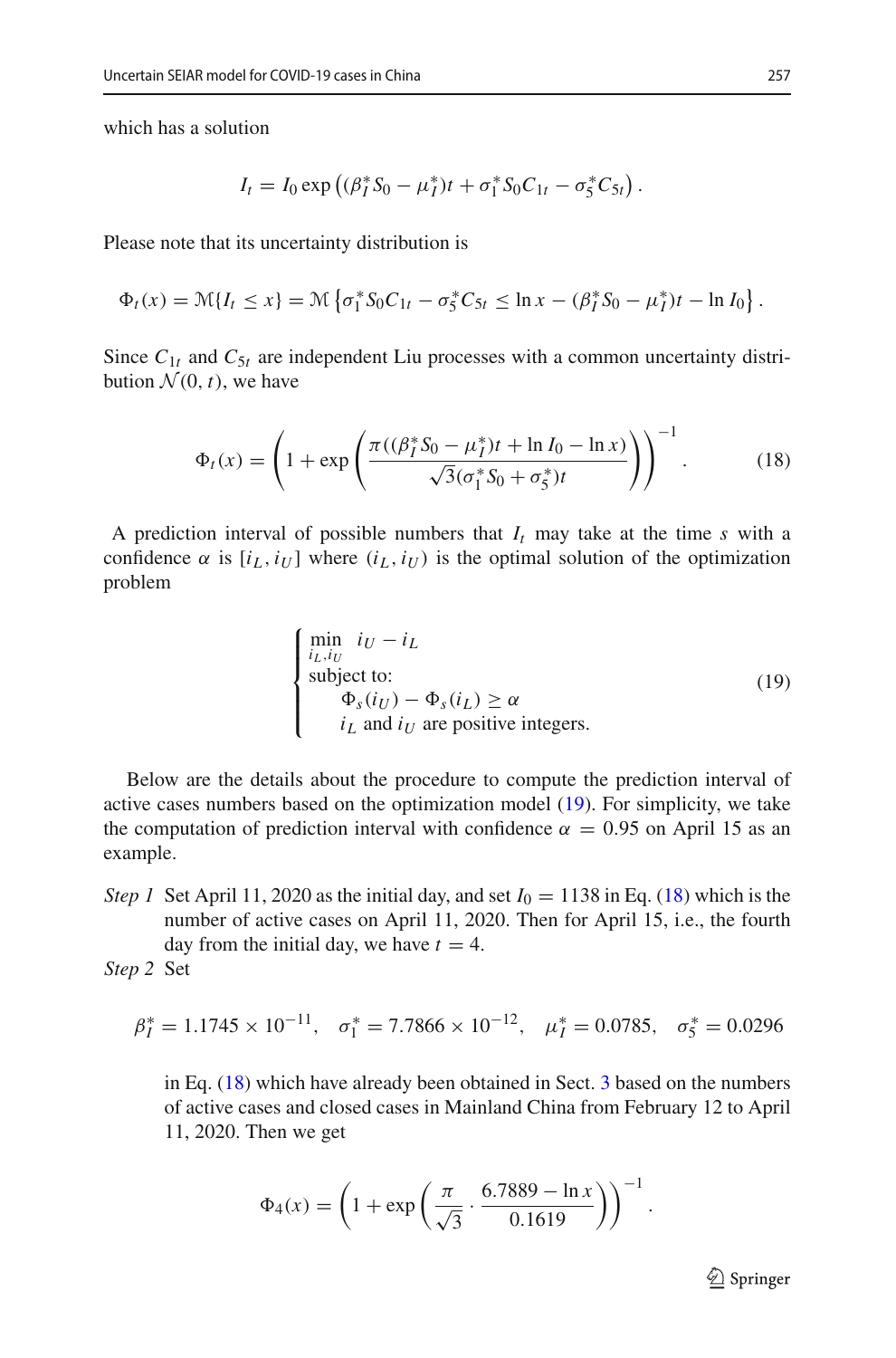which has a solution

$$I_t = I_0 \exp\left((\beta_I^* S_0 - \mu_I^*)t + \sigma_1^* S_0 C_{1t} - \sigma_5^* C_{5t}\right).$$

Please note that its uncertainty distribution is

$$\Phi_t(x) = \mathcal{M}\{I_t \le x\} = \mathcal{M}\left\{\sigma_1^* S_0 C_{1t} - \sigma_5^* C_{5t} \le \ln x - (\beta_I^* S_0 - \mu_I^*)t - \ln I_0\right\}.$$

Since $C_{1t}$ and $C_{5t}$ are independent Liu processes with a common uncertainty distribution $\mathcal{N}(0, t)$, we have

$$\Phi_t(x) = \left(1 + \exp\left(\frac{\pi((\beta_I^* S_0 - \mu_I^*)t + \ln I_0 - \ln x)}{\sqrt{3}(\sigma_1^* S_0 + \sigma_5^*)t}\right)\right)^{-1}. \tag{18}$$

A prediction interval of possible numbers that $I_t$ may take at the time $s$ with a confidence $\alpha$ is $[i_L, i_U]$ where $(i_L, i_U)$ is the optimal solution of the optimization problem

$$\begin{cases} \min\limits_{i_L, i_U} \; i_U - i_L \\ \text{subject to:} \\ \qquad \Phi_s(i_U) - \Phi_s(i_L) \ge \alpha \\ \qquad i_L \text{ and } i_U \text{ are positive integers.} \end{cases} \tag{19}$$

Below are the details about the procedure to compute the prediction interval of active cases numbers based on the optimization model (19). For simplicity, we take the computation of prediction interval with confidence $\alpha = 0.95$ on April 15 as an example.

*Step 1* Set April 11, 2020 as the initial day, and set $I_0 = 1138$ in Eq. (18) which is the number of active cases on April 11, 2020. Then for April 15, i.e., the fourth day from the initial day, we have $t = 4$.

*Step 2* Set

$$\beta_I^* = 1.1745 \times 10^{-11}, \quad \sigma_1^* = 7.7866 \times 10^{-12}, \quad \mu_I^* = 0.0785, \quad \sigma_5^* = 0.0296$$

in Eq. (18) which have already been obtained in Sect. 3 based on the numbers of active cases and closed cases in Mainland China from February 12 to April 11, 2020. Then we get

$$\Phi_4(x) = \left(1 + \exp\left(\frac{\pi}{\sqrt{3}} \cdot \frac{6.7889 - \ln x}{0.1619}\right)\right)^{-1}.$$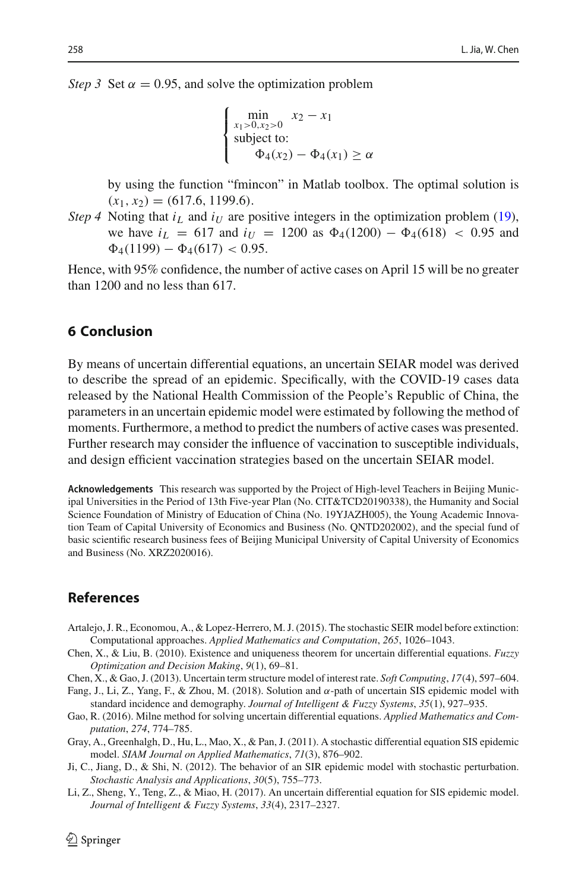*Step 3* Set $\alpha = 0.95$, and solve the optimization problem

$$\begin{cases} \min\limits_{x_1>0, x_2>0} \quad x_2 - x_1 \\ \text{subject to:} \\ \qquad \Phi_4(x_2) - \Phi_4(x_1) \geq \alpha \end{cases}$$

by using the function "fmincon" in Matlab toolbox. The optimal solution is $(x_1, x_2) = (617.6, 1199.6)$.

*Step 4* Noting that $i_L$ and $i_U$ are positive integers in the optimization problem (19), we have $i_L = 617$ and $i_U = 1200$ as $\Phi_4(1200) - \Phi_4(618) < 0.95$ and $\Phi_4(1199) - \Phi_4(617) < 0.95$.

Hence, with 95% confidence, the number of active cases on April 15 will be no greater than 1200 and no less than 617.

## 6 Conclusion

By means of uncertain differential equations, an uncertain SEIAR model was derived to describe the spread of an epidemic. Specifically, with the COVID-19 cases data released by the National Health Commission of the People's Republic of China, the parameters in an uncertain epidemic model were estimated by following the method of moments. Furthermore, a method to predict the numbers of active cases was presented. Further research may consider the influence of vaccination to susceptible individuals, and design efficient vaccination strategies based on the uncertain SEIAR model.

**Acknowledgements** This research was supported by the Project of High-level Teachers in Beijing Municipal Universities in the Period of 13th Five-year Plan (No. CIT&TCD20190338), the Humanity and Social Science Foundation of Ministry of Education of China (No. 19YJAZH005), the Young Academic Innovation Team of Capital University of Economics and Business (No. QNTD202002), and the special fund of basic scientific research business fees of Beijing Municipal University of Capital University of Economics and Business (No. XRZ2020016).

## References

Artalejo, J. R., Economou, A., & Lopez-Herrero, M. J. (2015). The stochastic SEIR model before extinction: Computational approaches. *Applied Mathematics and Computation*, *265*, 1026–1043.

Chen, X., & Liu, B. (2010). Existence and uniqueness theorem for uncertain differential equations. *Fuzzy Optimization and Decision Making*, *9*(1), 69–81.

Chen, X., & Gao, J. (2013). Uncertain term structure model of interest rate. *Soft Computing*, *17*(4), 597–604.

Fang, J., Li, Z., Yang, F., & Zhou, M. (2018). Solution and $\alpha$-path of uncertain SIS epidemic model with standard incidence and demography. *Journal of Intelligent & Fuzzy Systems*, *35*(1), 927–935.

Gao, R. (2016). Milne method for solving uncertain differential equations. *Applied Mathematics and Computation*, *274*, 774–785.

Gray, A., Greenhalgh, D., Hu, L., Mao, X., & Pan, J. (2011). A stochastic differential equation SIS epidemic model. *SIAM Journal on Applied Mathematics*, *71*(3), 876–902.

Ji, C., Jiang, D., & Shi, N. (2012). The behavior of an SIR epidemic model with stochastic perturbation. *Stochastic Analysis and Applications*, *30*(5), 755–773.

Li, Z., Sheng, Y., Teng, Z., & Miao, H. (2017). An uncertain differential equation for SIS epidemic model. *Journal of Intelligent & Fuzzy Systems*, *33*(4), 2317–2327.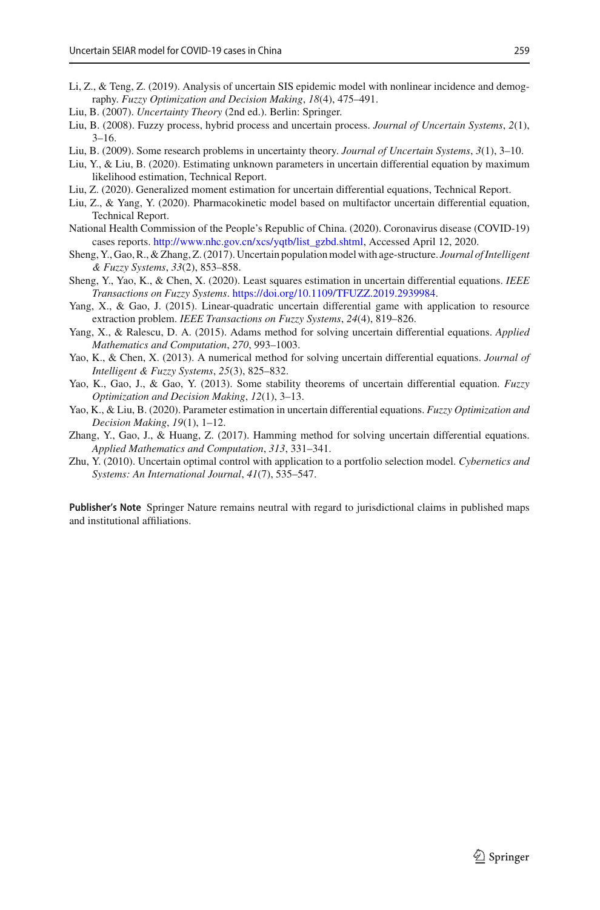Li, Z., & Teng, Z. (2019). Analysis of uncertain SIS epidemic model with nonlinear incidence and demography. *Fuzzy Optimization and Decision Making*, *18*(4), 475–491.

Liu, B. (2007). *Uncertainty Theory* (2nd ed.). Berlin: Springer.

Liu, B. (2008). Fuzzy process, hybrid process and uncertain process. *Journal of Uncertain Systems*, *2*(1), 3–16.

Liu, B. (2009). Some research problems in uncertainty theory. *Journal of Uncertain Systems*, *3*(1), 3–10.

Liu, Y., & Liu, B. (2020). Estimating unknown parameters in uncertain differential equation by maximum likelihood estimation, Technical Report.

Liu, Z. (2020). Generalized moment estimation for uncertain differential equations, Technical Report.

Liu, Z., & Yang, Y. (2020). Pharmacokinetic model based on multifactor uncertain differential equation, Technical Report.

National Health Commission of the People's Republic of China. (2020). Coronavirus disease (COVID-19) cases reports. http://www.nhc.gov.cn/xcs/yqtb/list_gzbd.shtml, Accessed April 12, 2020.

Sheng, Y., Gao, R., & Zhang, Z. (2017). Uncertain population model with age-structure. *Journal of Intelligent & Fuzzy Systems*, *33*(2), 853–858.

Sheng, Y., Yao, K., & Chen, X. (2020). Least squares estimation in uncertain differential equations. *IEEE Transactions on Fuzzy Systems*. https://doi.org/10.1109/TFUZZ.2019.2939984.

Yang, X., & Gao, J. (2015). Linear-quadratic uncertain differential game with application to resource extraction problem. *IEEE Transactions on Fuzzy Systems*, *24*(4), 819–826.

Yang, X., & Ralescu, D. A. (2015). Adams method for solving uncertain differential equations. *Applied Mathematics and Computation*, *270*, 993–1003.

Yao, K., & Chen, X. (2013). A numerical method for solving uncertain differential equations. *Journal of Intelligent & Fuzzy Systems*, *25*(3), 825–832.

Yao, K., Gao, J., & Gao, Y. (2013). Some stability theorems of uncertain differential equation. *Fuzzy Optimization and Decision Making*, *12*(1), 3–13.

Yao, K., & Liu, B. (2020). Parameter estimation in uncertain differential equations. *Fuzzy Optimization and Decision Making*, *19*(1), 1–12.

Zhang, Y., Gao, J., & Huang, Z. (2017). Hamming method for solving uncertain differential equations. *Applied Mathematics and Computation*, *313*, 331–341.

Zhu, Y. (2010). Uncertain optimal control with application to a portfolio selection model. *Cybernetics and Systems: An International Journal*, *41*(7), 535–547.

**Publisher's Note** Springer Nature remains neutral with regard to jurisdictional claims in published maps and institutional affiliations.